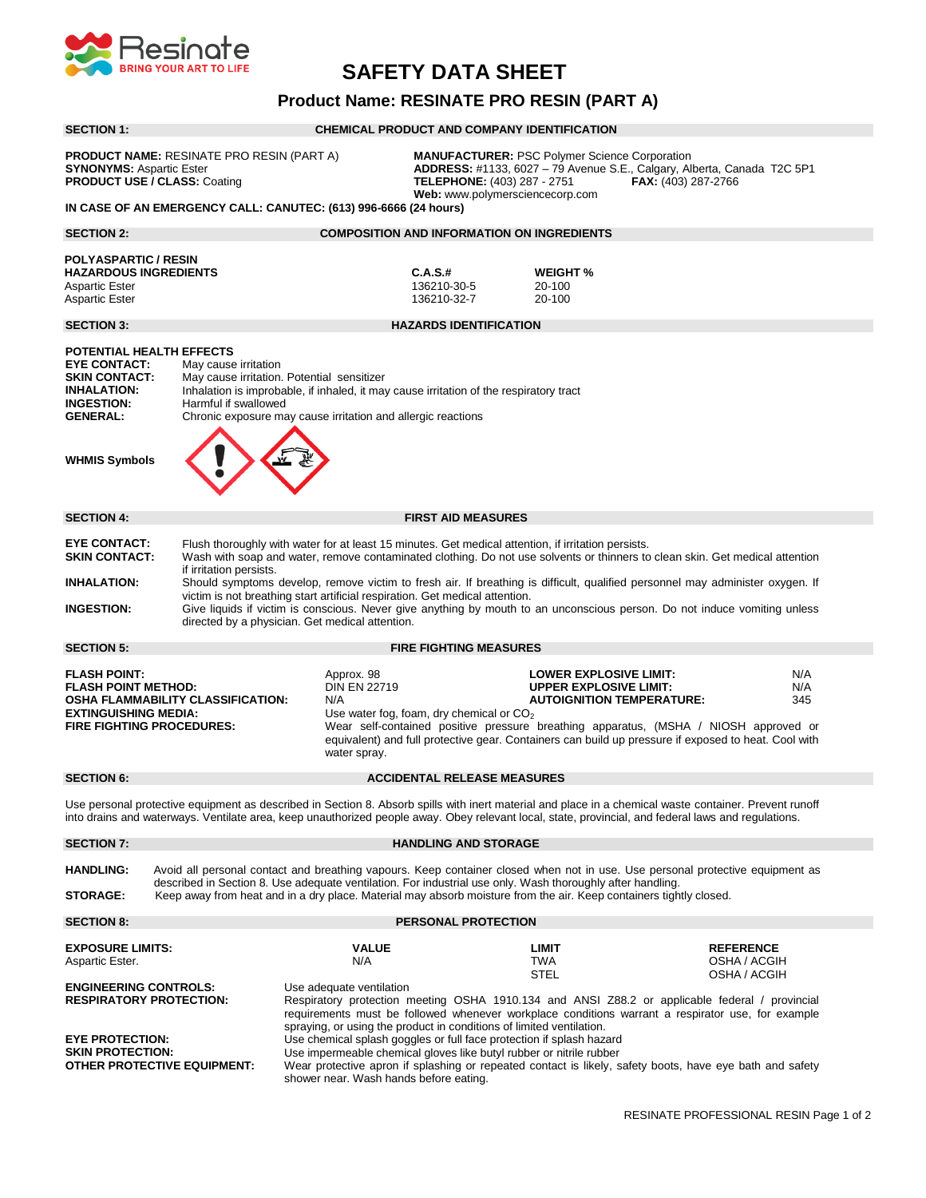Resinate
BRING YOUR ART TO LIFE

# SAFETY DATA SHEET

## Product Name: RESINATE PRO RESIN (PART A)

### SECTION 1: CHEMICAL PRODUCT AND COMPANY IDENTIFICATION

**PRODUCT NAME:** RESINATE PRO RESIN (PART A)
**SYNONYMS:** Aspartic Ester
**PRODUCT USE / CLASS:** Coating

**MANUFACTURER:** PSC Polymer Science Corporation
**ADDRESS:** #1133, 6027 – 79 Avenue S.E., Calgary, Alberta, Canada T2C 5P1
**TELEPHONE:** (403) 287 - 2751 **FAX:** (403) 287-2766
**Web:** www.polymersciencecorp.com

**IN CASE OF AN EMERGENCY CALL: CANUTEC: (613) 996-6666 (24 hours)**

### SECTION 2: COMPOSITION AND INFORMATION ON INGREDIENTS

**POLYASPARTIC / RESIN**

| HAZARDOUS INGREDIENTS | C.A.S.# | WEIGHT % |
|---|---|---|
| Aspartic Ester | 136210-30-5 | 20-100 |
| Aspartic Ester | 136210-32-7 | 20-100 |

### SECTION 3: HAZARDS IDENTIFICATION

**POTENTIAL HEALTH EFFECTS**

**EYE CONTACT:** May cause irritation
**SKIN CONTACT:** May cause irritation. Potential sensitizer
**INHALATION:** Inhalation is improbable, if inhaled, it may cause irritation of the respiratory tract
**INGESTION:** Harmful if swallowed
**GENERAL:** Chronic exposure may cause irritation and allergic reactions

**WHMIS Symbols**

### SECTION 4: FIRST AID MEASURES

**EYE CONTACT:** Flush thoroughly with water for at least 15 minutes. Get medical attention, if irritation persists.
**SKIN CONTACT:** Wash with soap and water, remove contaminated clothing. Do not use solvents or thinners to clean skin. Get medical attention if irritation persists.
**INHALATION:** Should symptoms develop, remove victim to fresh air. If breathing is difficult, qualified personnel may administer oxygen. If victim is not breathing start artificial respiration. Get medical attention.
**INGESTION:** Give liquids if victim is conscious. Never give anything by mouth to an unconscious person. Do not induce vomiting unless directed by a physician. Get medical attention.

### SECTION 5: FIRE FIGHTING MEASURES

**FLASH POINT:** Approx. 98
**FLASH POINT METHOD:** DIN EN 22719
**OSHA FLAMMABILITY CLASSIFICATION:** N/A
**LOWER EXPLOSIVE LIMIT:** N/A
**UPPER EXPLOSIVE LIMIT:** N/A
**AUTOIGNITION TEMPERATURE:** 345
**EXTINGUISHING MEDIA:** Use water fog, foam, dry chemical or $CO_2$
**FIRE FIGHTING PROCEDURES:** Wear self-contained positive pressure breathing apparatus, (MSHA / NIOSH approved or equivalent) and full protective gear. Containers can build up pressure if exposed to heat. Cool with water spray.

### SECTION 6: ACCIDENTAL RELEASE MEASURES

Use personal protective equipment as described in Section 8. Absorb spills with inert material and place in a chemical waste container. Prevent runoff into drains and waterways. Ventilate area, keep unauthorized people away. Obey relevant local, state, provincial, and federal laws and regulations.

### SECTION 7: HANDLING AND STORAGE

**HANDLING:** Avoid all personal contact and breathing vapours. Keep container closed when not in use. Use personal protective equipment as described in Section 8. Use adequate ventilation. For industrial use only. Wash thoroughly after handling.
**STORAGE:** Keep away from heat and in a dry place. Material may absorb moisture from the air. Keep containers tightly closed.

### SECTION 8: PERSONAL PROTECTION

| EXPOSURE LIMITS: | VALUE | LIMIT | REFERENCE |
|---|---|---|---|
| Aspartic Ester. | N/A | TWA | OSHA / ACGIH |
| | | STEL | OSHA / ACGIH |

**ENGINEERING CONTROLS:** Use adequate ventilation
**RESPIRATORY PROTECTION:** Respiratory protection meeting OSHA 1910.134 and ANSI Z88.2 or applicable federal / provincial requirements must be followed whenever workplace conditions warrant a respirator use, for example spraying, or using the product in conditions of limited ventilation.
**EYE PROTECTION:** Use chemical splash goggles or full face protection if splash hazard
**SKIN PROTECTION:** Use impermeable chemical gloves like butyl rubber or nitrile rubber
**OTHER PROTECTIVE EQUIPMENT:** Wear protective apron if splashing or repeated contact is likely, safety boots, have eye bath and safety shower near. Wash hands before eating.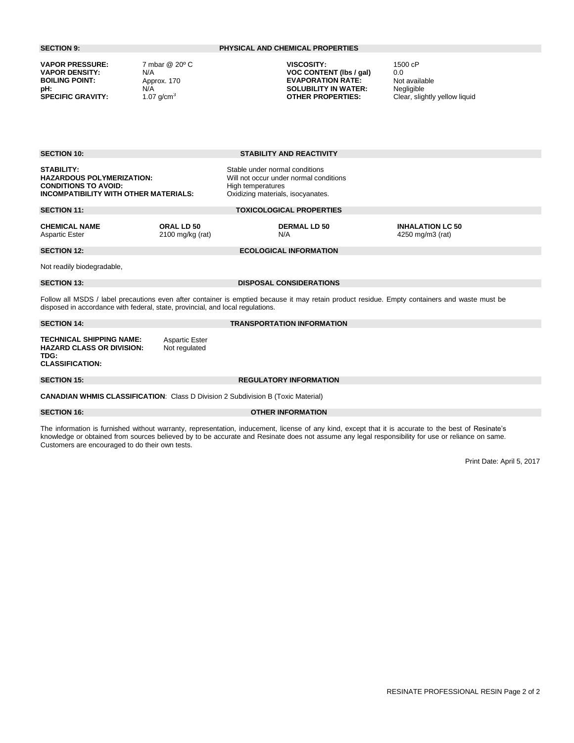## SECTION 9: PHYSICAL AND CHEMICAL PROPERTIES

| | | | |
|---|---|---|---|
| **VAPOR PRESSURE:** | 7 mbar @ 20º C | **VISCOSITY:** | 1500 cP |
| **VAPOR DENSITY:** | N/A | **VOC CONTENT (lbs / gal)** | 0.0 |
| **BOILING POINT:** | Approx. 170 | **EVAPORATION RATE:** | Not available |
| **pH:** | N/A | **SOLUBILITY IN WATER:** | Negligible |
| **SPECIFIC GRAVITY:** | 1.07 g/cm$^3$ | **OTHER PROPERTIES:** | Clear, slightly yellow liquid |

## SECTION 10: STABILITY AND REACTIVITY

| | |
|---|---|
| **STABILITY:** | Stable under normal conditions |
| **HAZARDOUS POLYMERIZATION:** | Will not occur under normal conditions |
| **CONDITIONS TO AVOID:** | High temperatures |
| **INCOMPATIBILITY WITH OTHER MATERIALS:** | Oxidizing materials, isocyanates. |

## SECTION 11: TOXICOLOGICAL PROPERTIES

| **CHEMICAL NAME** | **ORAL LD 50** | **DERMAL LD 50** | **INHALATION LC 50** |
|---|---|---|---|
| Aspartic Ester | 2100 mg/kg (rat) | N/A | 4250 mg/m3 (rat) |

## SECTION 12: ECOLOGICAL INFORMATION

Not readily biodegradable,

## SECTION 13: DISPOSAL CONSIDERATIONS

Follow all MSDS / label precautions even after container is emptied because it may retain product residue. Empty containers and waste must be disposed in accordance with federal, state, provincial, and local regulations.

## SECTION 14: TRANSPORTATION INFORMATION

| | |
|---|---|
| **TECHNICAL SHIPPING NAME:** | Aspartic Ester |
| **HAZARD CLASS OR DIVISION:** | Not regulated |
| **TDG:** | |
| **CLASSIFICATION:** | |

## SECTION 15: REGULATORY INFORMATION

**CANADIAN WHMIS CLASSIFICATION**: Class D Division 2 Subdivision B (Toxic Material)

## SECTION 16: OTHER INFORMATION

The information is furnished without warranty, representation, inducement, license of any kind, except that it is accurate to the best of Resinate's knowledge or obtained from sources believed by to be accurate and Resinate does not assume any legal responsibility for use or reliance on same. Customers are encouraged to do their own tests.

Print Date: April 5, 2017